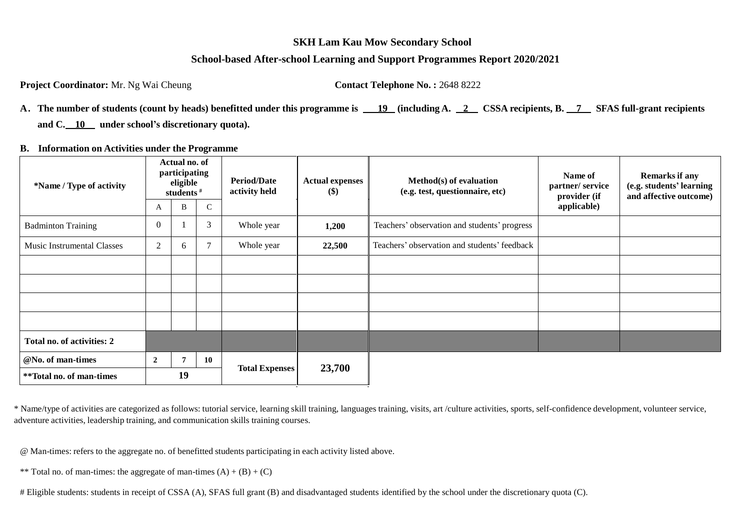# SKH Lam Kau Mow Secondary School

## School-based After-school Learning and Support Programmes Report 2020/2021

**Project Coordinator:** Mr. Ng Wai Cheung **Contact Telephone No. :** 2648 8222

**A. The number of students (count by heads) benefitted under this programme is 19 (including A. 2 CSSA recipients, B. 7 SFAS full-grant recipients and C. 10 under school's discretionary quota).**

**B. Information on Activities under the Programme**

| *Name / Type of activity | Actual no. of participating eligible students # | | | Period/Date activity held | Actual expenses ($) | Method(s) of evaluation (e.g. test, questionnaire, etc) | Name of partner/ service provider (if applicable) | Remarks if any (e.g. students' learning and affective outcome) |
|---|---|---|---|---|---|---|---|---|
| | A | B | C | | | | | |
| Badminton Training | 0 | 1 | 3 | Whole year | **1,200** | Teachers' observation and students' progress | | |
| Music Instrumental Classes | 2 | 6 | 7 | Whole year | **22,500** | Teachers' observation and students' feedback | | |
| | | | | | | | | |
| | | | | | | | | |
| | | | | | | | | |
| | | | | | | | | |
| **Total no. of activities: 2** | | | | | | | | |
| **@No. of man-times** | **2** | **7** | **10** | **Total Expenses** | **23,700** | | | |
| **\*\*Total no. of man-times** | **19** | | | | | | | |

\* Name/type of activities are categorized as follows: tutorial service, learning skill training, languages training, visits, art /culture activities, sports, self-confidence development, volunteer service, adventure activities, leadership training, and communication skills training courses.

@ Man-times: refers to the aggregate no. of benefitted students participating in each activity listed above.

** Total no. of man-times: the aggregate of man-times (A) + (B) + (C)

\# Eligible students: students in receipt of CSSA (A), SFAS full grant (B) and disadvantaged students identified by the school under the discretionary quota (C).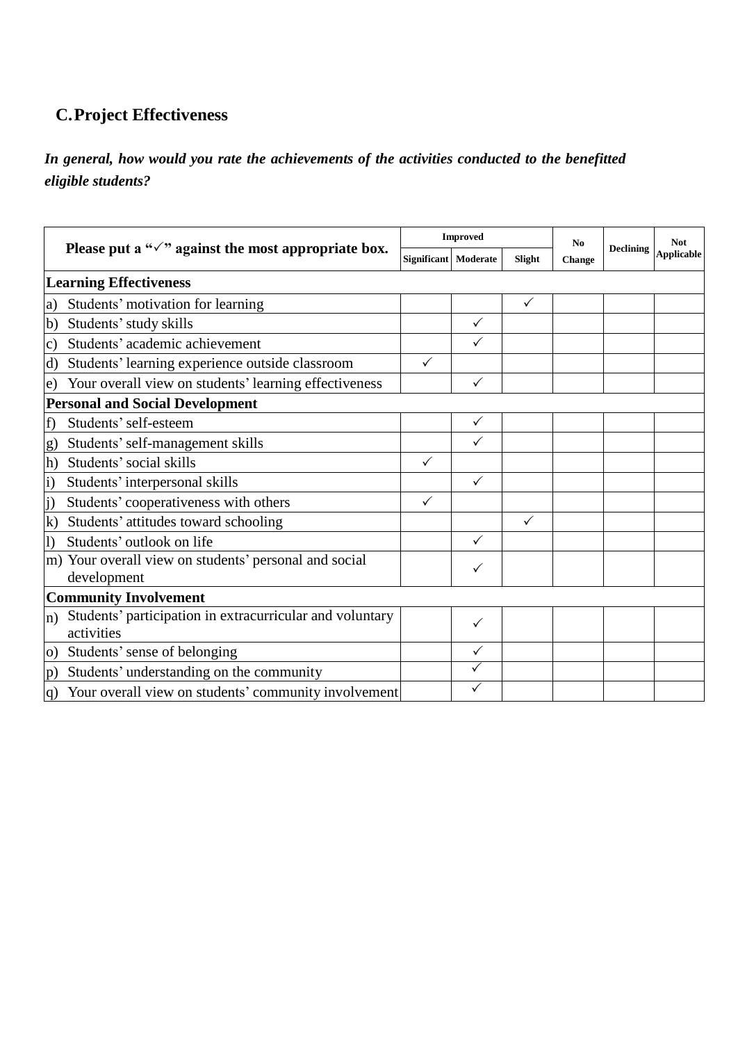## C. Project Effectiveness

***In general, how would you rate the achievements of the activities conducted to the benefitted eligible students?***

| Please put a "✓" against the most appropriate box. | Improved | | | No Change | Declining | Not Applicable |
|---|---|---|---|---|---|---|
| | Significant | Moderate | Slight | | | |
| **Learning Effectiveness** | | | | | | |
| a) Students' motivation for learning | | | ✓ | | | |
| b) Students' study skills | | ✓ | | | | |
| c) Students' academic achievement | | ✓ | | | | |
| d) Students' learning experience outside classroom | ✓ | | | | | |
| e) Your overall view on students' learning effectiveness | | ✓ | | | | |
| **Personal and Social Development** | | | | | | |
| f) Students' self-esteem | | ✓ | | | | |
| g) Students' self-management skills | | ✓ | | | | |
| h) Students' social skills | ✓ | | | | | |
| i) Students' interpersonal skills | | ✓ | | | | |
| j) Students' cooperativeness with others | ✓ | | | | | |
| k) Students' attitudes toward schooling | | | ✓ | | | |
| l) Students' outlook on life | | ✓ | | | | |
| m) Your overall view on students' personal and social development | | ✓ | | | | |
| **Community Involvement** | | | | | | |
| n) Students' participation in extracurricular and voluntary activities | | ✓ | | | | |
| o) Students' sense of belonging | | ✓ | | | | |
| p) Students' understanding on the community | | ✓ | | | | |
| q) Your overall view on students' community involvement | | ✓ | | | | |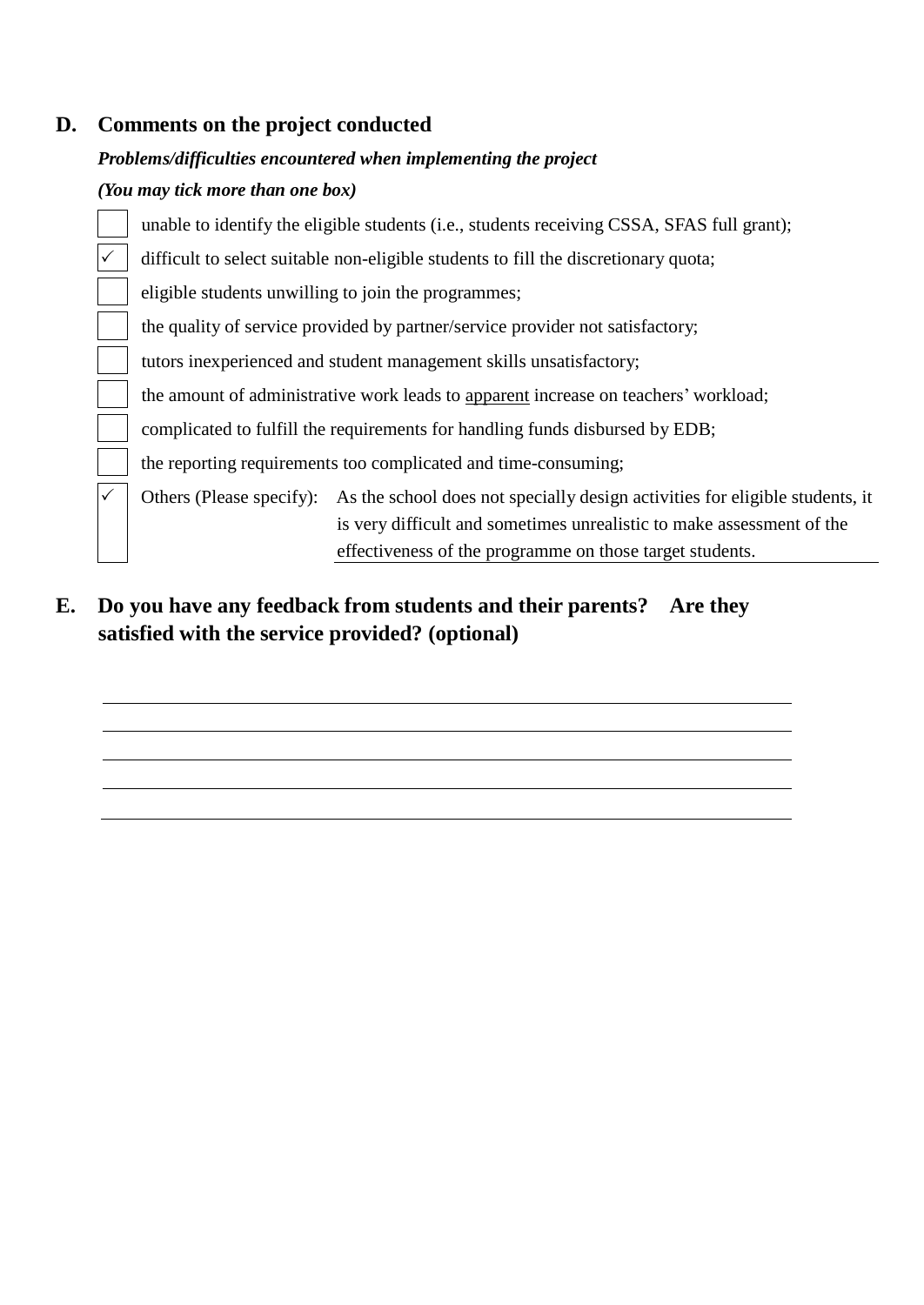## D. Comments on the project conducted

***Problems/difficulties encountered when implementing the project***

***(You may tick more than one box)***

- ☐ unable to identify the eligible students (i.e., students receiving CSSA, SFAS full grant);
- ☑ difficult to select suitable non-eligible students to fill the discretionary quota;
- ☐ eligible students unwilling to join the programmes;
- ☐ the quality of service provided by partner/service provider not satisfactory;
- ☐ tutors inexperienced and student management skills unsatisfactory;
- ☐ the amount of administrative work leads to <u>apparent</u> increase on teachers' workload;
- ☐ complicated to fulfill the requirements for handling funds disbursed by EDB;
- ☐ the reporting requirements too complicated and time-consuming;
- ☑ Others (Please specify): As the school does not specially design activities for eligible students, it is very difficult and sometimes unrealistic to make assessment of the effectiveness of the programme on those target students.

## E. Do you have any feedback from students and their parents? Are they satisfied with the service provided? (optional)

\_\_\_\_\_\_\_\_\_\_\_\_\_\_\_\_\_\_\_\_\_\_\_\_\_\_\_\_\_\_\_\_\_\_\_\_\_\_\_\_\_\_\_\_\_\_\_\_\_\_\_\_\_\_\_\_\_\_\_\_

\_\_\_\_\_\_\_\_\_\_\_\_\_\_\_\_\_\_\_\_\_\_\_\_\_\_\_\_\_\_\_\_\_\_\_\_\_\_\_\_\_\_\_\_\_\_\_\_\_\_\_\_\_\_\_\_\_\_\_\_

\_\_\_\_\_\_\_\_\_\_\_\_\_\_\_\_\_\_\_\_\_\_\_\_\_\_\_\_\_\_\_\_\_\_\_\_\_\_\_\_\_\_\_\_\_\_\_\_\_\_\_\_\_\_\_\_\_\_\_\_

\_\_\_\_\_\_\_\_\_\_\_\_\_\_\_\_\_\_\_\_\_\_\_\_\_\_\_\_\_\_\_\_\_\_\_\_\_\_\_\_\_\_\_\_\_\_\_\_\_\_\_\_\_\_\_\_\_\_\_\_

\_\_\_\_\_\_\_\_\_\_\_\_\_\_\_\_\_\_\_\_\_\_\_\_\_\_\_\_\_\_\_\_\_\_\_\_\_\_\_\_\_\_\_\_\_\_\_\_\_\_\_\_\_\_\_\_\_\_\_\_